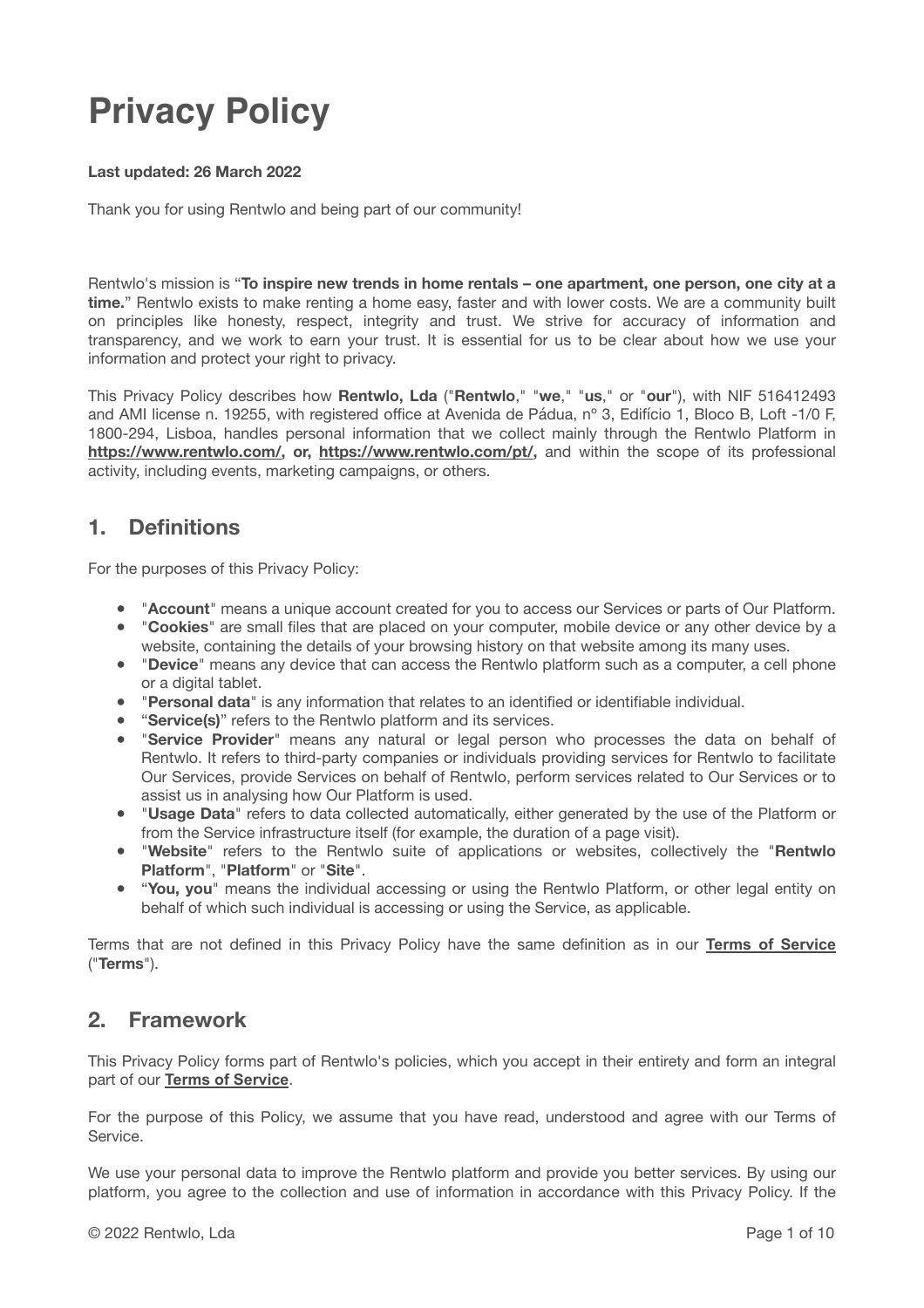# Privacy Policy

**Last updated: 26 March 2022**

Thank you for using Rentwlo and being part of our community!

Rentwlo's mission is "**To inspire new trends in home rentals – one apartment, one person, one city at a time.**" Rentwlo exists to make renting a home easy, faster and with lower costs. We are a community built on principles like honesty, respect, integrity and trust. We strive for accuracy of information and transparency, and we work to earn your trust. It is essential for us to be clear about how we use your information and protect your right to privacy.

This Privacy Policy describes how **Rentwlo, Lda** ("**Rentwlo**," "**we**," "**us**," or "**our**"), with NIF 516412493 and AMI license n. 19255, with registered office at Avenida de Pádua, nº 3, Edifício 1, Bloco B, Loft -1/0 F, 1800-294, Lisboa, handles personal information that we collect mainly through the Rentwlo Platform in **https://www.rentwlo.com/, or, https://www.rentwlo.com/pt/,** and within the scope of its professional activity, including events, marketing campaigns, or others.

## 1. Definitions

For the purposes of this Privacy Policy:

- "**Account**" means a unique account created for you to access our Services or parts of Our Platform.
- "**Cookies**" are small files that are placed on your computer, mobile device or any other device by a website, containing the details of your browsing history on that website among its many uses.
- "**Device**" means any device that can access the Rentwlo platform such as a computer, a cell phone or a digital tablet.
- "**Personal data**" is any information that relates to an identified or identifiable individual.
- "**Service(s)**" refers to the Rentwlo platform and its services.
- "**Service Provider**" means any natural or legal person who processes the data on behalf of Rentwlo. It refers to third-party companies or individuals providing services for Rentwlo to facilitate Our Services, provide Services on behalf of Rentwlo, perform services related to Our Services or to assist us in analysing how Our Platform is used.
- "**Usage Data**" refers to data collected automatically, either generated by the use of the Platform or from the Service infrastructure itself (for example, the duration of a page visit).
- "**Website**" refers to the Rentwlo suite of applications or websites, collectively the "**Rentwlo Platform**", "**Platform**" or "**Site**".
- "**You, you**" means the individual accessing or using the Rentwlo Platform, or other legal entity on behalf of which such individual is accessing or using the Service, as applicable.

Terms that are not defined in this Privacy Policy have the same definition as in our **Terms of Service** ("**Terms**").

## 2. Framework

This Privacy Policy forms part of Rentwlo's policies, which you accept in their entirety and form an integral part of our **Terms of Service**.

For the purpose of this Policy, we assume that you have read, understood and agree with our Terms of Service.

We use your personal data to improve the Rentwlo platform and provide you better services. By using our platform, you agree to the collection and use of information in accordance with this Privacy Policy. If the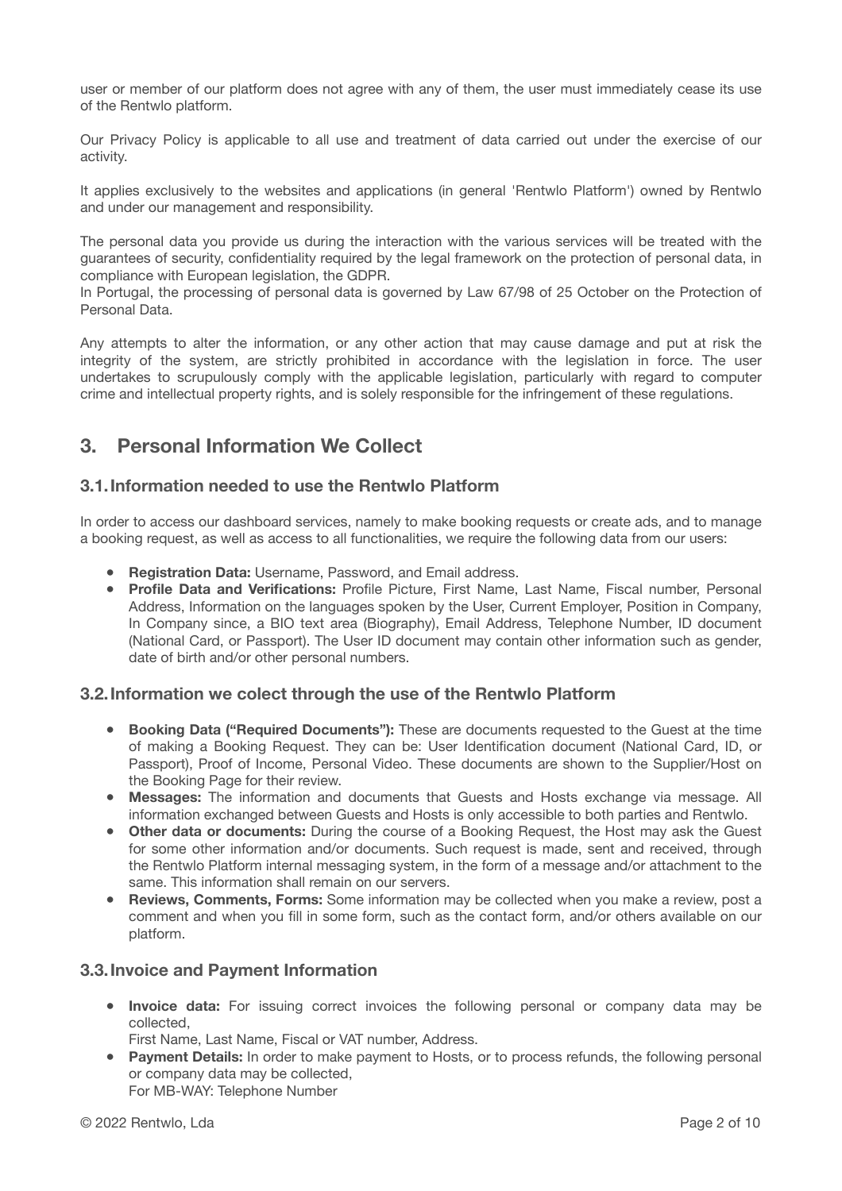user or member of our platform does not agree with any of them, the user must immediately cease its use of the Rentwlo platform.

Our Privacy Policy is applicable to all use and treatment of data carried out under the exercise of our activity.

It applies exclusively to the websites and applications (in general 'Rentwlo Platform') owned by Rentwlo and under our management and responsibility.

The personal data you provide us during the interaction with the various services will be treated with the guarantees of security, confidentiality required by the legal framework on the protection of personal data, in compliance with European legislation, the GDPR.
In Portugal, the processing of personal data is governed by Law 67/98 of 25 October on the Protection of Personal Data.

Any attempts to alter the information, or any other action that may cause damage and put at risk the integrity of the system, are strictly prohibited in accordance with the legislation in force. The user undertakes to scrupulously comply with the applicable legislation, particularly with regard to computer crime and intellectual property rights, and is solely responsible for the infringement of these regulations.

## 3. Personal Information We Collect

### 3.1. Information needed to use the Rentwlo Platform

In order to access our dashboard services, namely to make booking requests or create ads, and to manage a booking request, as well as access to all functionalities, we require the following data from our users:

- **Registration Data:** Username, Password, and Email address.
- **Profile Data and Verifications:** Profile Picture, First Name, Last Name, Fiscal number, Personal Address, Information on the languages spoken by the User, Current Employer, Position in Company, In Company since, a BIO text area (Biography), Email Address, Telephone Number, ID document (National Card, or Passport). The User ID document may contain other information such as gender, date of birth and/or other personal numbers.

### 3.2. Information we colect through the use of the Rentwlo Platform

- **Booking Data ("Required Documents"):** These are documents requested to the Guest at the time of making a Booking Request. They can be: User Identification document (National Card, ID, or Passport), Proof of Income, Personal Video. These documents are shown to the Supplier/Host on the Booking Page for their review.
- **Messages:** The information and documents that Guests and Hosts exchange via message. All information exchanged between Guests and Hosts is only accessible to both parties and Rentwlo.
- **Other data or documents:** During the course of a Booking Request, the Host may ask the Guest for some other information and/or documents. Such request is made, sent and received, through the Rentwlo Platform internal messaging system, in the form of a message and/or attachment to the same. This information shall remain on our servers.
- **Reviews, Comments, Forms:** Some information may be collected when you make a review, post a comment and when you fill in some form, such as the contact form, and/or others available on our platform.

### 3.3. Invoice and Payment Information

- **Invoice data:** For issuing correct invoices the following personal or company data may be collected,
  First Name, Last Name, Fiscal or VAT number, Address.
- **Payment Details:** In order to make payment to Hosts, or to process refunds, the following personal or company data may be collected,
  For MB-WAY: Telephone Number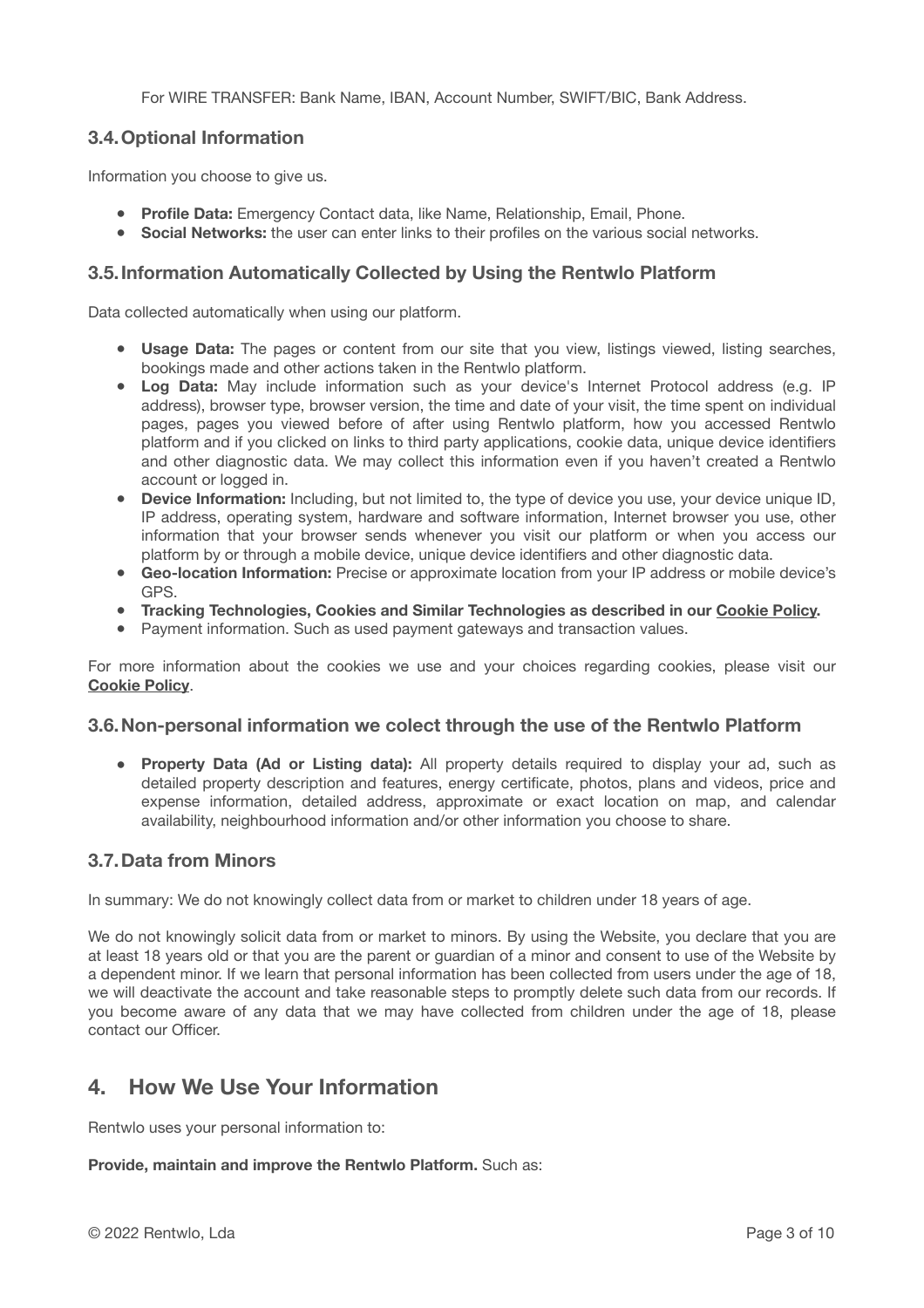For WIRE TRANSFER: Bank Name, IBAN, Account Number, SWIFT/BIC, Bank Address.

### 3.4. Optional Information

Information you choose to give us.

- **Profile Data:** Emergency Contact data, like Name, Relationship, Email, Phone.
- **Social Networks:** the user can enter links to their profiles on the various social networks.

### 3.5. Information Automatically Collected by Using the Rentwlo Platform

Data collected automatically when using our platform.

- **Usage Data:** The pages or content from our site that you view, listings viewed, listing searches, bookings made and other actions taken in the Rentwlo platform.
- **Log Data:** May include information such as your device's Internet Protocol address (e.g. IP address), browser type, browser version, the time and date of your visit, the time spent on individual pages, pages you viewed before of after using Rentwlo platform, how you accessed Rentwlo platform and if you clicked on links to third party applications, cookie data, unique device identifiers and other diagnostic data. We may collect this information even if you haven't created a Rentwlo account or logged in.
- **Device Information:** Including, but not limited to, the type of device you use, your device unique ID, IP address, operating system, hardware and software information, Internet browser you use, other information that your browser sends whenever you visit our platform or when you access our platform by or through a mobile device, unique device identifiers and other diagnostic data.
- **Geo-location Information:** Precise or approximate location from your IP address or mobile device's GPS.
- **Tracking Technologies, Cookies and Similar Technologies as described in our Cookie Policy.**
- Payment information. Such as used payment gateways and transaction values.

For more information about the cookies we use and your choices regarding cookies, please visit our **Cookie Policy**.

### 3.6. Non-personal information we colect through the use of the Rentwlo Platform

- **Property Data (Ad or Listing data):** All property details required to display your ad, such as detailed property description and features, energy certificate, photos, plans and videos, price and expense information, detailed address, approximate or exact location on map, and calendar availability, neighbourhood information and/or other information you choose to share.

### 3.7. Data from Minors

In summary: We do not knowingly collect data from or market to children under 18 years of age.

We do not knowingly solicit data from or market to minors. By using the Website, you declare that you are at least 18 years old or that you are the parent or guardian of a minor and consent to use of the Website by a dependent minor. If we learn that personal information has been collected from users under the age of 18, we will deactivate the account and take reasonable steps to promptly delete such data from our records. If you become aware of any data that we may have collected from children under the age of 18, please contact our Officer.

## 4. How We Use Your Information

Rentwlo uses your personal information to:

**Provide, maintain and improve the Rentwlo Platform.** Such as: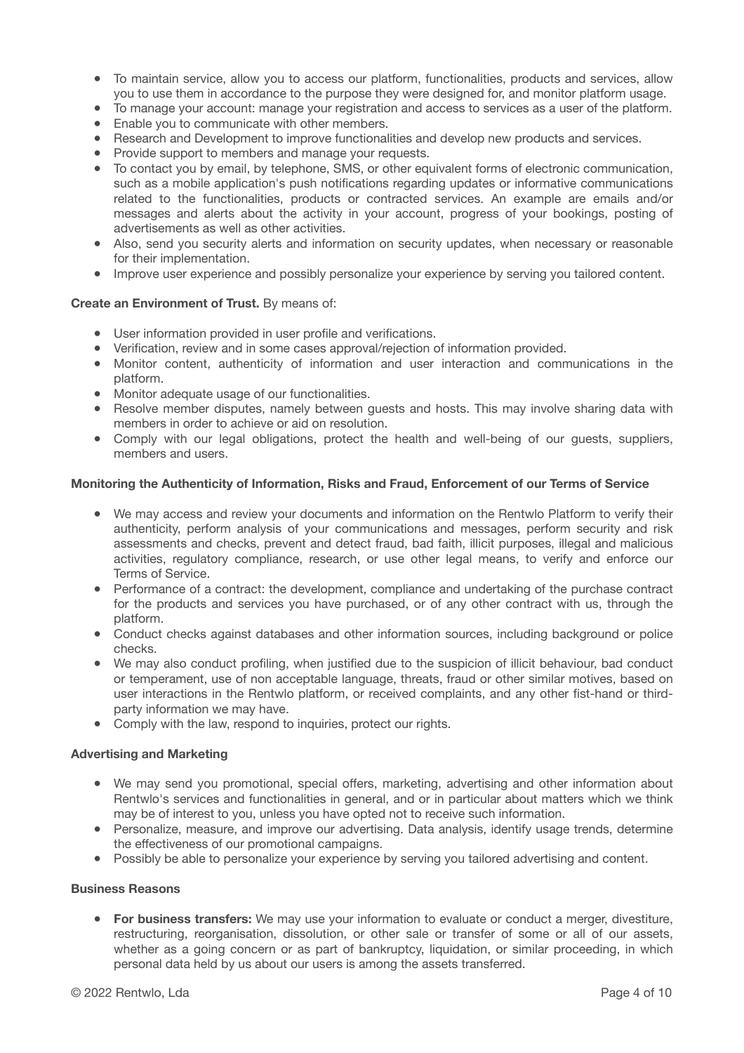- To maintain service, allow you to access our platform, functionalities, products and services, allow you to use them in accordance to the purpose they were designed for, and monitor platform usage.
- To manage your account: manage your registration and access to services as a user of the platform.
- Enable you to communicate with other members.
- Research and Development to improve functionalities and develop new products and services.
- Provide support to members and manage your requests.
- To contact you by email, by telephone, SMS, or other equivalent forms of electronic communication, such as a mobile application's push notifications regarding updates or informative communications related to the functionalities, products or contracted services. An example are emails and/or messages and alerts about the activity in your account, progress of your bookings, posting of advertisements as well as other activities.
- Also, send you security alerts and information on security updates, when necessary or reasonable for their implementation.
- Improve user experience and possibly personalize your experience by serving you tailored content.

**Create an Environment of Trust.** By means of:

- User information provided in user profile and verifications.
- Verification, review and in some cases approval/rejection of information provided.
- Monitor content, authenticity of information and user interaction and communications in the platform.
- Monitor adequate usage of our functionalities.
- Resolve member disputes, namely between guests and hosts. This may involve sharing data with members in order to achieve or aid on resolution.
- Comply with our legal obligations, protect the health and well-being of our guests, suppliers, members and users.

**Monitoring the Authenticity of Information, Risks and Fraud, Enforcement of our Terms of Service**

- We may access and review your documents and information on the Rentwlo Platform to verify their authenticity, perform analysis of your communications and messages, perform security and risk assessments and checks, prevent and detect fraud, bad faith, illicit purposes, illegal and malicious activities, regulatory compliance, research, or use other legal means, to verify and enforce our Terms of Service.
- Performance of a contract: the development, compliance and undertaking of the purchase contract for the products and services you have purchased, or of any other contract with us, through the platform.
- Conduct checks against databases and other information sources, including background or police checks.
- We may also conduct profiling, when justified due to the suspicion of illicit behaviour, bad conduct or temperament, use of non acceptable language, threats, fraud or other similar motives, based on user interactions in the Rentwlo platform, or received complaints, and any other fist-hand or third-party information we may have.
- Comply with the law, respond to inquiries, protect our rights.

**Advertising and Marketing**

- We may send you promotional, special offers, marketing, advertising and other information about Rentwlo's services and functionalities in general, and or in particular about matters which we think may be of interest to you, unless you have opted not to receive such information.
- Personalize, measure, and improve our advertising. Data analysis, identify usage trends, determine the effectiveness of our promotional campaigns.
- Possibly be able to personalize your experience by serving you tailored advertising and content.

**Business Reasons**

- **For business transfers:** We may use your information to evaluate or conduct a merger, divestiture, restructuring, reorganisation, dissolution, or other sale or transfer of some or all of our assets, whether as a going concern or as part of bankruptcy, liquidation, or similar proceeding, in which personal data held by us about our users is among the assets transferred.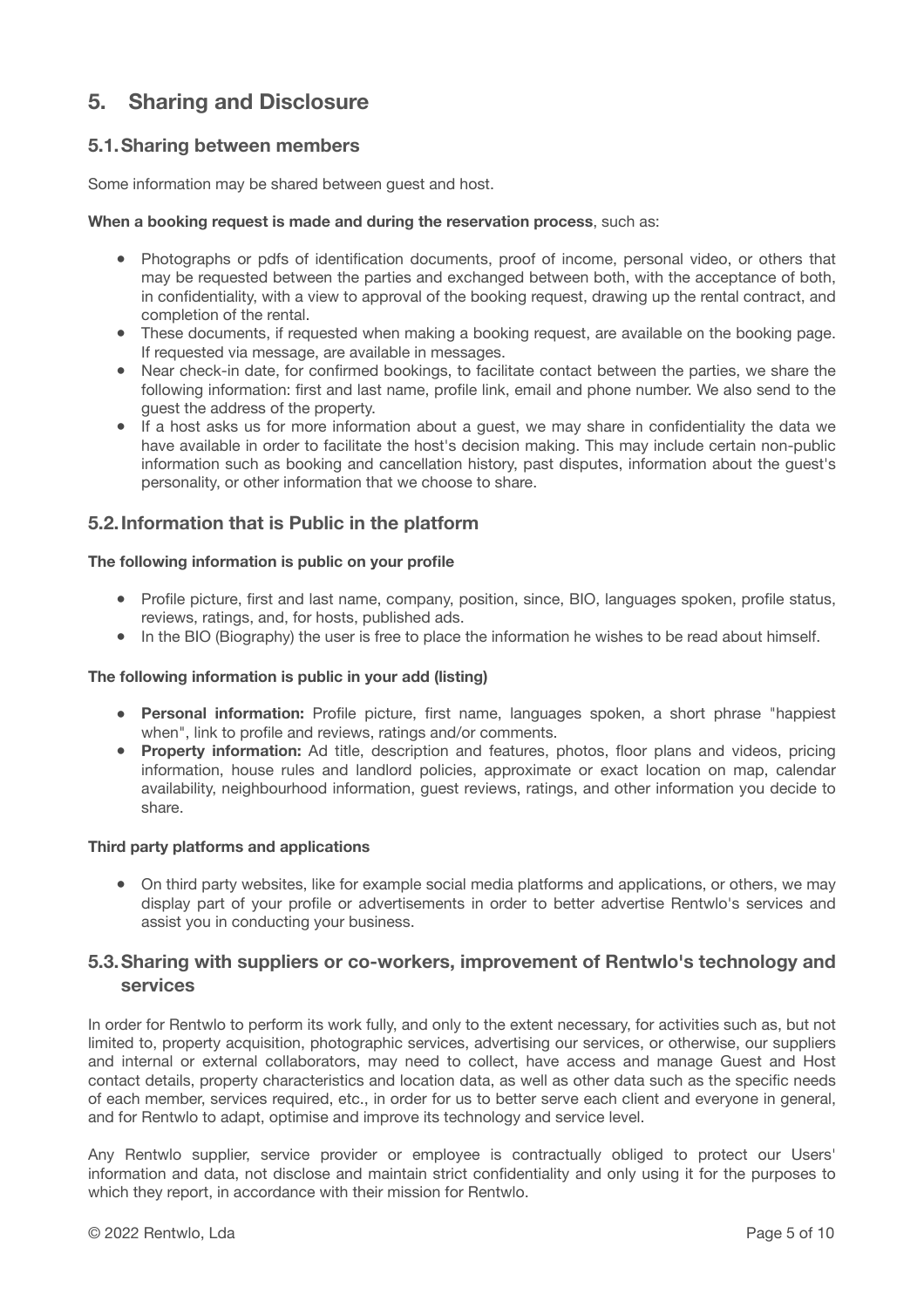# 5. Sharing and Disclosure

## 5.1. Sharing between members

Some information may be shared between guest and host.

**When a booking request is made and during the reservation process**, such as:

- Photographs or pdfs of identification documents, proof of income, personal video, or others that may be requested between the parties and exchanged between both, with the acceptance of both, in confidentiality, with a view to approval of the booking request, drawing up the rental contract, and completion of the rental.
- These documents, if requested when making a booking request, are available on the booking page. If requested via message, are available in messages.
- Near check-in date, for confirmed bookings, to facilitate contact between the parties, we share the following information: first and last name, profile link, email and phone number. We also send to the guest the address of the property.
- If a host asks us for more information about a guest, we may share in confidentiality the data we have available in order to facilitate the host's decision making. This may include certain non-public information such as booking and cancellation history, past disputes, information about the guest's personality, or other information that we choose to share.

## 5.2. Information that is Public in the platform

**The following information is public on your profile**

- Profile picture, first and last name, company, position, since, BIO, languages spoken, profile status, reviews, ratings, and, for hosts, published ads.
- In the BIO (Biography) the user is free to place the information he wishes to be read about himself.

**The following information is public in your add (listing)**

- **Personal information:** Profile picture, first name, languages spoken, a short phrase "happiest when", link to profile and reviews, ratings and/or comments.
- **Property information:** Ad title, description and features, photos, floor plans and videos, pricing information, house rules and landlord policies, approximate or exact location on map, calendar availability, neighbourhood information, guest reviews, ratings, and other information you decide to share.

**Third party platforms and applications**

- On third party websites, like for example social media platforms and applications, or others, we may display part of your profile or advertisements in order to better advertise Rentwlo's services and assist you in conducting your business.

## 5.3. Sharing with suppliers or co-workers, improvement of Rentwlo's technology and services

In order for Rentwlo to perform its work fully, and only to the extent necessary, for activities such as, but not limited to, property acquisition, photographic services, advertising our services, or otherwise, our suppliers and internal or external collaborators, may need to collect, have access and manage Guest and Host contact details, property characteristics and location data, as well as other data such as the specific needs of each member, services required, etc., in order for us to better serve each client and everyone in general, and for Rentwlo to adapt, optimise and improve its technology and service level.

Any Rentwlo supplier, service provider or employee is contractually obliged to protect our Users' information and data, not disclose and maintain strict confidentiality and only using it for the purposes to which they report, in accordance with their mission for Rentwlo.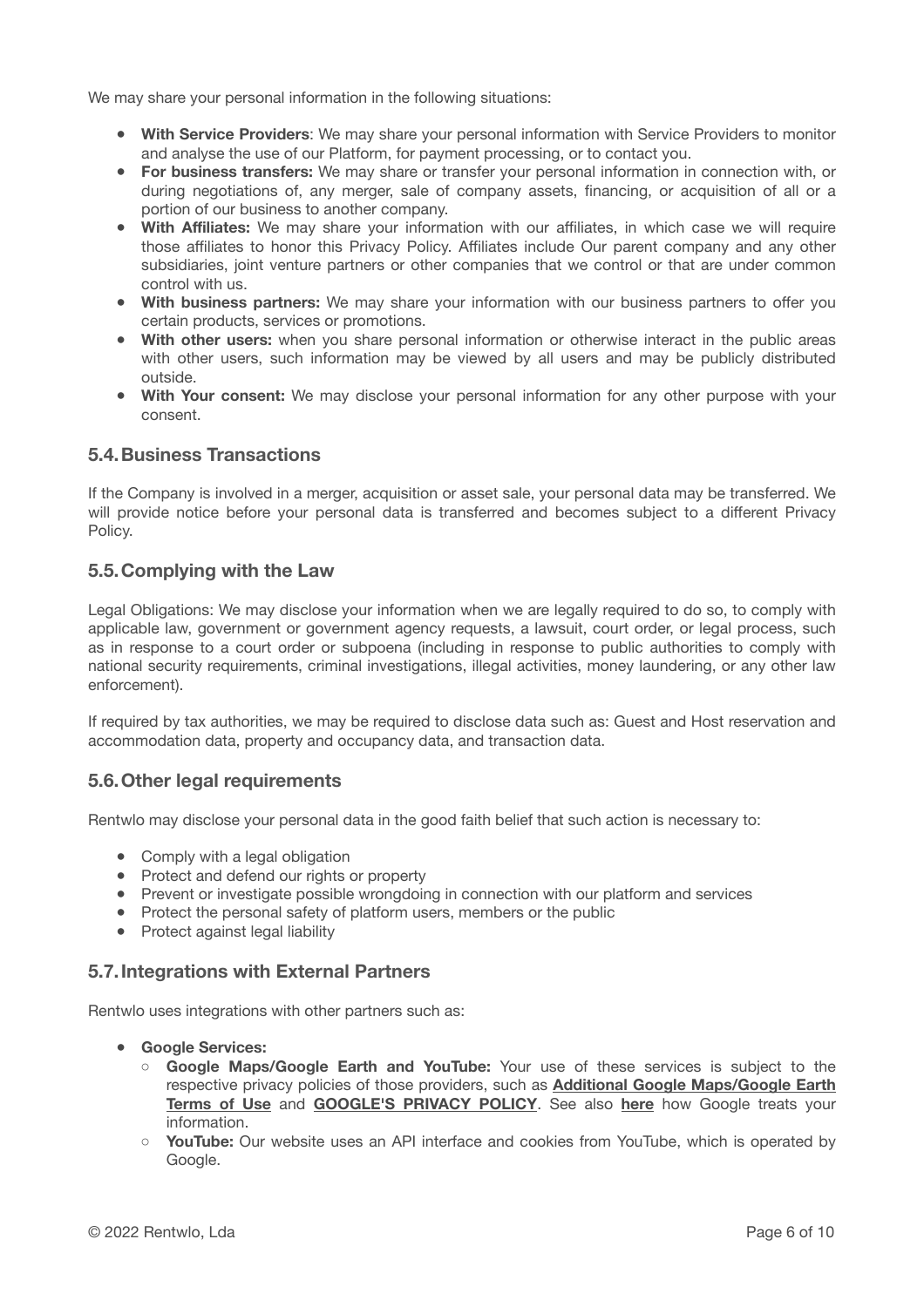We may share your personal information in the following situations:

- **With Service Providers**: We may share your personal information with Service Providers to monitor and analyse the use of our Platform, for payment processing, or to contact you.
- **For business transfers:** We may share or transfer your personal information in connection with, or during negotiations of, any merger, sale of company assets, financing, or acquisition of all or a portion of our business to another company.
- **With Affiliates:** We may share your information with our affiliates, in which case we will require those affiliates to honor this Privacy Policy. Affiliates include Our parent company and any other subsidiaries, joint venture partners or other companies that we control or that are under common control with us.
- **With business partners:** We may share your information with our business partners to offer you certain products, services or promotions.
- **With other users:** when you share personal information or otherwise interact in the public areas with other users, such information may be viewed by all users and may be publicly distributed outside.
- **With Your consent:** We may disclose your personal information for any other purpose with your consent.

## 5.4. Business Transactions

If the Company is involved in a merger, acquisition or asset sale, your personal data may be transferred. We will provide notice before your personal data is transferred and becomes subject to a different Privacy Policy.

## 5.5. Complying with the Law

Legal Obligations: We may disclose your information when we are legally required to do so, to comply with applicable law, government or government agency requests, a lawsuit, court order, or legal process, such as in response to a court order or subpoena (including in response to public authorities to comply with national security requirements, criminal investigations, illegal activities, money laundering, or any other law enforcement).

If required by tax authorities, we may be required to disclose data such as: Guest and Host reservation and accommodation data, property and occupancy data, and transaction data.

## 5.6. Other legal requirements

Rentwlo may disclose your personal data in the good faith belief that such action is necessary to:

- Comply with a legal obligation
- Protect and defend our rights or property
- Prevent or investigate possible wrongdoing in connection with our platform and services
- Protect the personal safety of platform users, members or the public
- Protect against legal liability

## 5.7. Integrations with External Partners

Rentwlo uses integrations with other partners such as:

- **Google Services:**
  - **Google Maps/Google Earth and YouTube:** Your use of these services is subject to the respective privacy policies of those providers, such as **Additional Google Maps/Google Earth Terms of Use** and **GOOGLE'S PRIVACY POLICY**. See also **here** how Google treats your information.
  - **YouTube:** Our website uses an API interface and cookies from YouTube, which is operated by Google.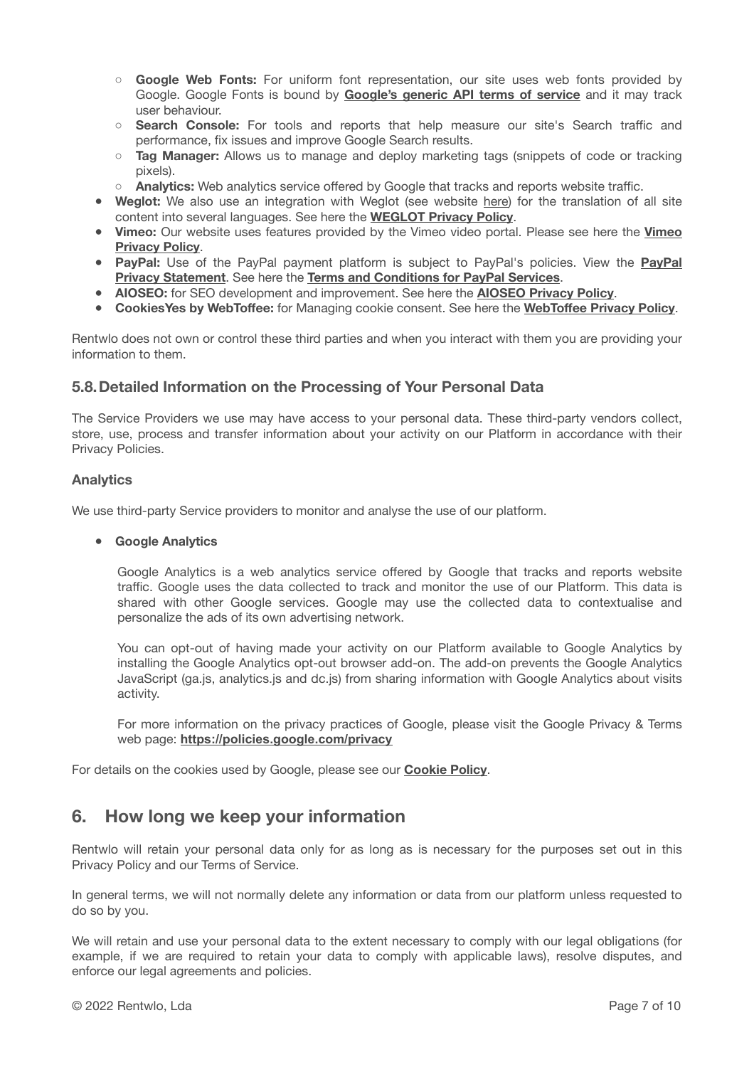- **Google Web Fonts:** For uniform font representation, our site uses web fonts provided by Google. Google Fonts is bound by **Google's generic API terms of service** and it may track user behaviour.
   - **Search Console:** For tools and reports that help measure our site's Search traffic and performance, fix issues and improve Google Search results.
   - **Tag Manager:** Allows us to manage and deploy marketing tags (snippets of code or tracking pixels).
   - **Analytics:** Web analytics service offered by Google that tracks and reports website traffic.
- **Weglot:** We also use an integration with Weglot (see website here) for the translation of all site content into several languages. See here the **WEGLOT Privacy Policy**.
- **Vimeo:** Our website uses features provided by the Vimeo video portal. Please see here the **Vimeo Privacy Policy**.
- **PayPal:** Use of the PayPal payment platform is subject to PayPal's policies. View the **PayPal Privacy Statement**. See here the **Terms and Conditions for PayPal Services**.
- **AIOSEO:** for SEO development and improvement. See here the **AIOSEO Privacy Policy**.
- **CookiesYes by WebToffee:** for Managing cookie consent. See here the **WebToffee Privacy Policy**.

Rentwlo does not own or control these third parties and when you interact with them you are providing your information to them.

### 5.8. Detailed Information on the Processing of Your Personal Data

The Service Providers we use may have access to your personal data. These third-party vendors collect, store, use, process and transfer information about your activity on our Platform in accordance with their Privacy Policies.

#### Analytics

We use third-party Service providers to monitor and analyse the use of our platform.

- **Google Analytics**

  Google Analytics is a web analytics service offered by Google that tracks and reports website traffic. Google uses the data collected to track and monitor the use of our Platform. This data is shared with other Google services. Google may use the collected data to contextualise and personalize the ads of its own advertising network.

  You can opt-out of having made your activity on our Platform available to Google Analytics by installing the Google Analytics opt-out browser add-on. The add-on prevents the Google Analytics JavaScript (ga.js, analytics.js and dc.js) from sharing information with Google Analytics about visits activity.

  For more information on the privacy practices of Google, please visit the Google Privacy & Terms web page: **https://policies.google.com/privacy**

For details on the cookies used by Google, please see our **Cookie Policy**.

## 6. How long we keep your information

Rentwlo will retain your personal data only for as long as is necessary for the purposes set out in this Privacy Policy and our Terms of Service.

In general terms, we will not normally delete any information or data from our platform unless requested to do so by you.

We will retain and use your personal data to the extent necessary to comply with our legal obligations (for example, if we are required to retain your data to comply with applicable laws), resolve disputes, and enforce our legal agreements and policies.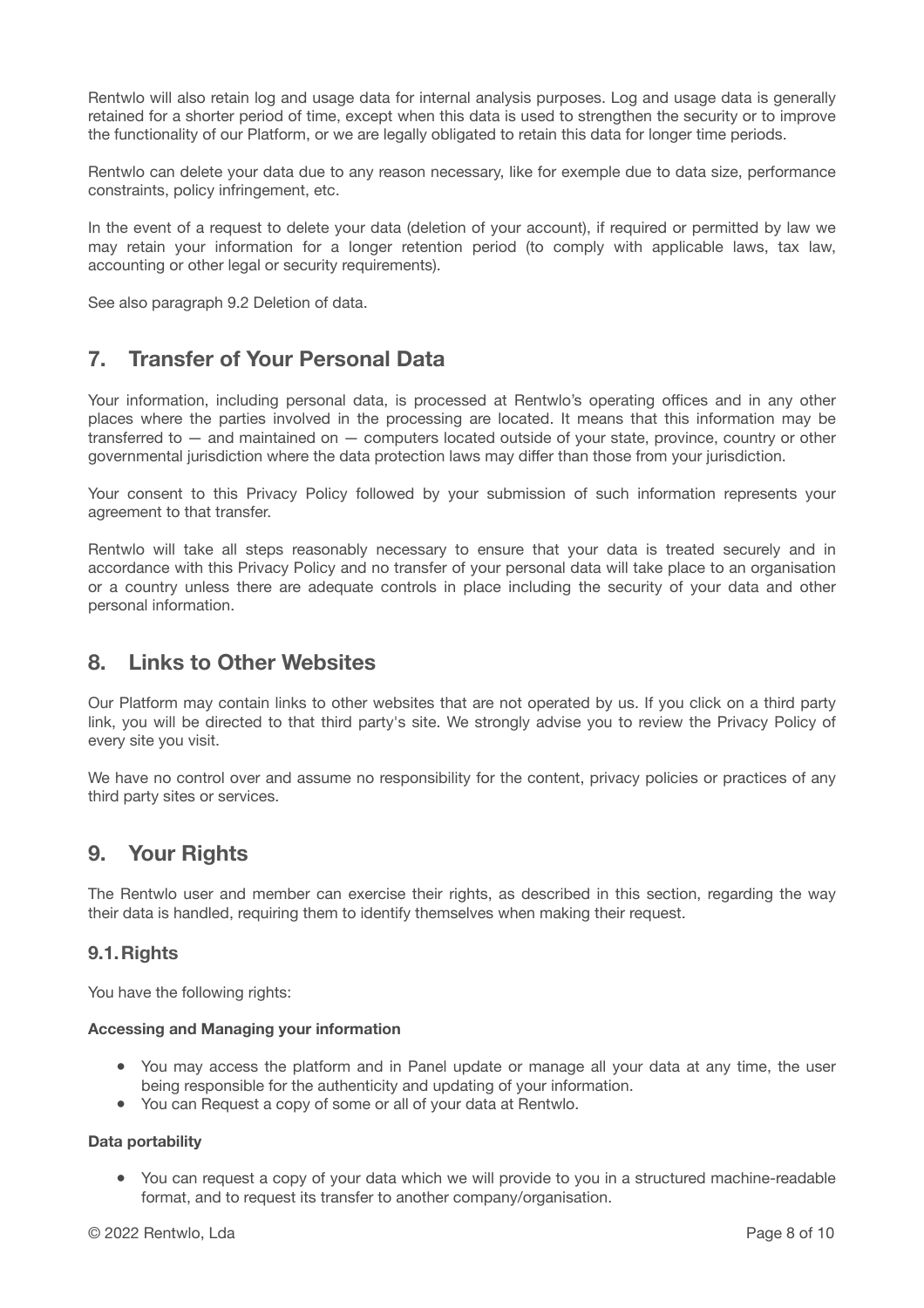Rentwlo will also retain log and usage data for internal analysis purposes. Log and usage data is generally retained for a shorter period of time, except when this data is used to strengthen the security or to improve the functionality of our Platform, or we are legally obligated to retain this data for longer time periods.

Rentwlo can delete your data due to any reason necessary, like for exemple due to data size, performance constraints, policy infringement, etc.

In the event of a request to delete your data (deletion of your account), if required or permitted by law we may retain your information for a longer retention period (to comply with applicable laws, tax law, accounting or other legal or security requirements).

See also paragraph 9.2 Deletion of data.

## 7. Transfer of Your Personal Data

Your information, including personal data, is processed at Rentwlo's operating offices and in any other places where the parties involved in the processing are located. It means that this information may be transferred to — and maintained on — computers located outside of your state, province, country or other governmental jurisdiction where the data protection laws may differ than those from your jurisdiction.

Your consent to this Privacy Policy followed by your submission of such information represents your agreement to that transfer.

Rentwlo will take all steps reasonably necessary to ensure that your data is treated securely and in accordance with this Privacy Policy and no transfer of your personal data will take place to an organisation or a country unless there are adequate controls in place including the security of your data and other personal information.

## 8. Links to Other Websites

Our Platform may contain links to other websites that are not operated by us. If you click on a third party link, you will be directed to that third party's site. We strongly advise you to review the Privacy Policy of every site you visit.

We have no control over and assume no responsibility for the content, privacy policies or practices of any third party sites or services.

## 9. Your Rights

The Rentwlo user and member can exercise their rights, as described in this section, regarding the way their data is handled, requiring them to identify themselves when making their request.

### 9.1. Rights

You have the following rights:

**Accessing and Managing your information**

- You may access the platform and in Panel update or manage all your data at any time, the user being responsible for the authenticity and updating of your information.
- You can Request a copy of some or all of your data at Rentwlo.

**Data portability**

- You can request a copy of your data which we will provide to you in a structured machine-readable format, and to request its transfer to another company/organisation.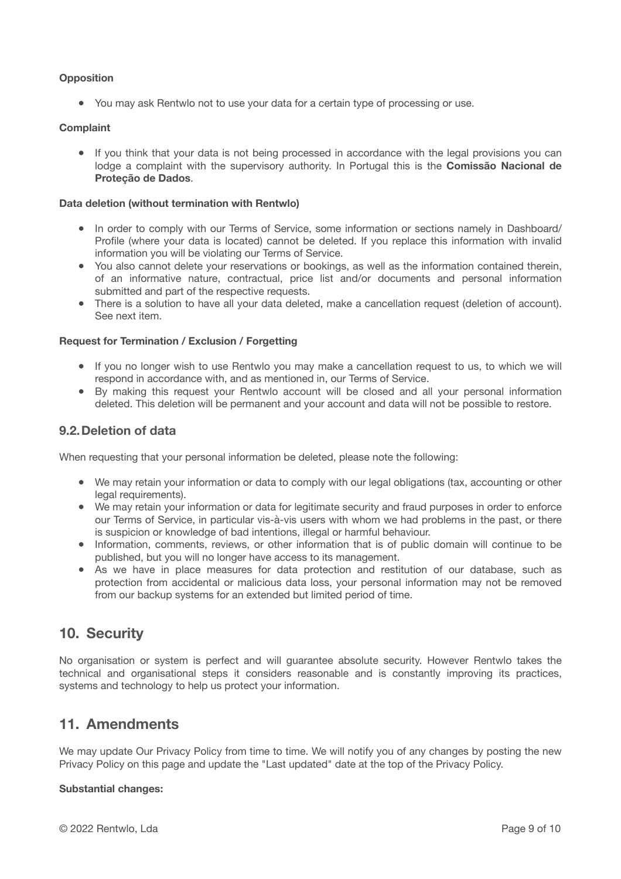**Opposition**

- You may ask Rentwlo not to use your data for a certain type of processing or use.

**Complaint**

- If you think that your data is not being processed in accordance with the legal provisions you can lodge a complaint with the supervisory authority. In Portugal this is the **Comissão Nacional de Proteção de Dados**.

**Data deletion (without termination with Rentwlo)**

- In order to comply with our Terms of Service, some information or sections namely in Dashboard/ Profile (where your data is located) cannot be deleted. If you replace this information with invalid information you will be violating our Terms of Service.
- You also cannot delete your reservations or bookings, as well as the information contained therein, of an informative nature, contractual, price list and/or documents and personal information submitted and part of the respective requests.
- There is a solution to have all your data deleted, make a cancellation request (deletion of account). See next item.

**Request for Termination / Exclusion / Forgetting**

- If you no longer wish to use Rentwlo you may make a cancellation request to us, to which we will respond in accordance with, and as mentioned in, our Terms of Service.
- By making this request your Rentwlo account will be closed and all your personal information deleted. This deletion will be permanent and your account and data will not be possible to restore.

### 9.2. Deletion of data

When requesting that your personal information be deleted, please note the following:

- We may retain your information or data to comply with our legal obligations (tax, accounting or other legal requirements).
- We may retain your information or data for legitimate security and fraud purposes in order to enforce our Terms of Service, in particular vis-à-vis users with whom we had problems in the past, or there is suspicion or knowledge of bad intentions, illegal or harmful behaviour.
- Information, comments, reviews, or other information that is of public domain will continue to be published, but you will no longer have access to its management.
- As we have in place measures for data protection and restitution of our database, such as protection from accidental or malicious data loss, your personal information may not be removed from our backup systems for an extended but limited period of time.

## 10. Security

No organisation or system is perfect and will guarantee absolute security. However Rentwlo takes the technical and organisational steps it considers reasonable and is constantly improving its practices, systems and technology to help us protect your information.

## 11. Amendments

We may update Our Privacy Policy from time to time. We will notify you of any changes by posting the new Privacy Policy on this page and update the "Last updated" date at the top of the Privacy Policy.

**Substantial changes:**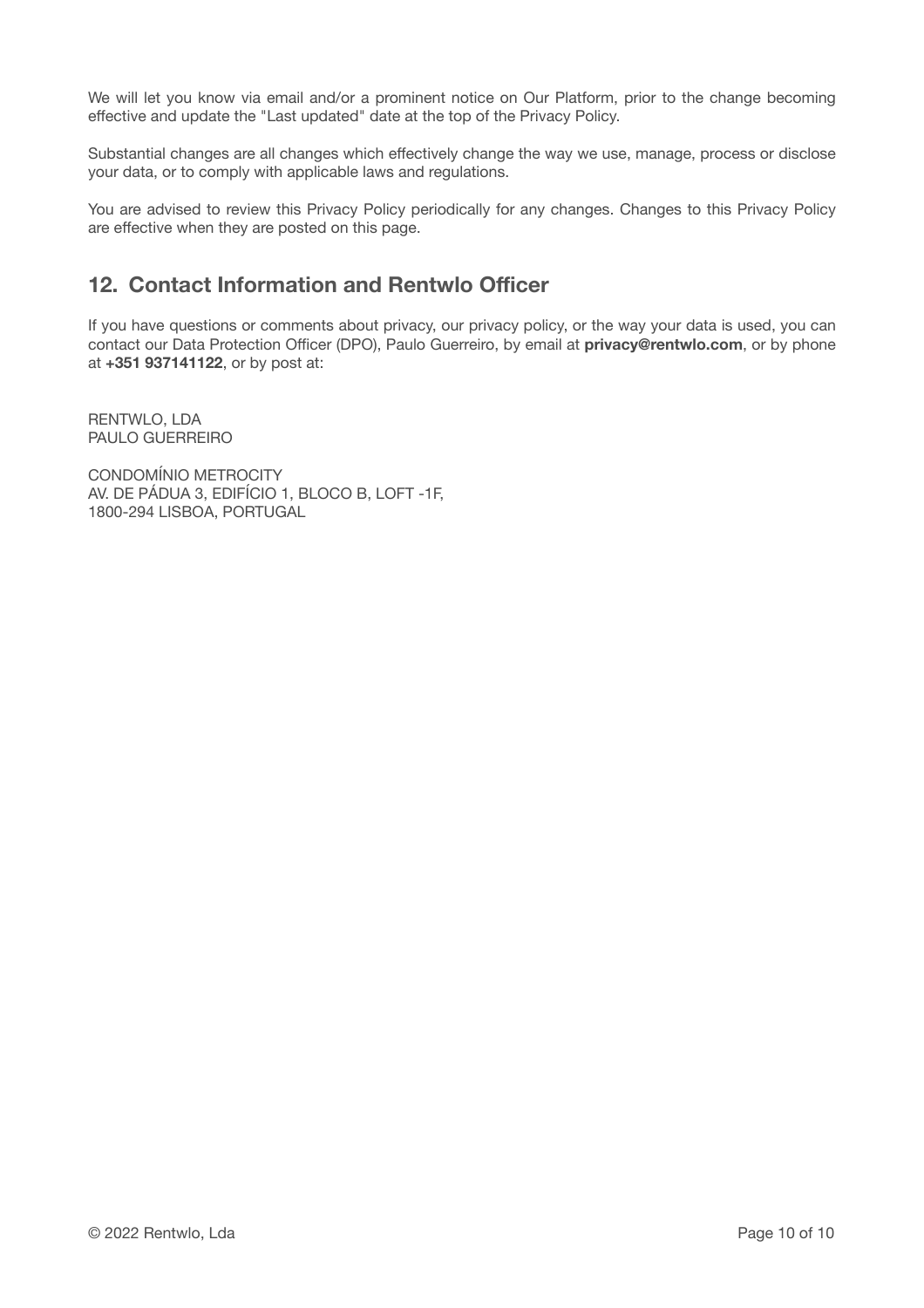We will let you know via email and/or a prominent notice on Our Platform, prior to the change becoming effective and update the "Last updated" date at the top of the Privacy Policy.

Substantial changes are all changes which effectively change the way we use, manage, process or disclose your data, or to comply with applicable laws and regulations.

You are advised to review this Privacy Policy periodically for any changes. Changes to this Privacy Policy are effective when they are posted on this page.

## 12. Contact Information and Rentwlo Officer

If you have questions or comments about privacy, our privacy policy, or the way your data is used, you can contact our Data Protection Officer (DPO), Paulo Guerreiro, by email at **privacy@rentwlo.com**, or by phone at **+351 937141122**, or by post at:

RENTWLO, LDA
PAULO GUERREIRO

CONDOMÍNIO METROCITY
AV. DE PÁDUA 3, EDIFÍCIO 1, BLOCO B, LOFT -1F,
1800-294 LISBOA, PORTUGAL

© 2022 Rentwlo, Lda